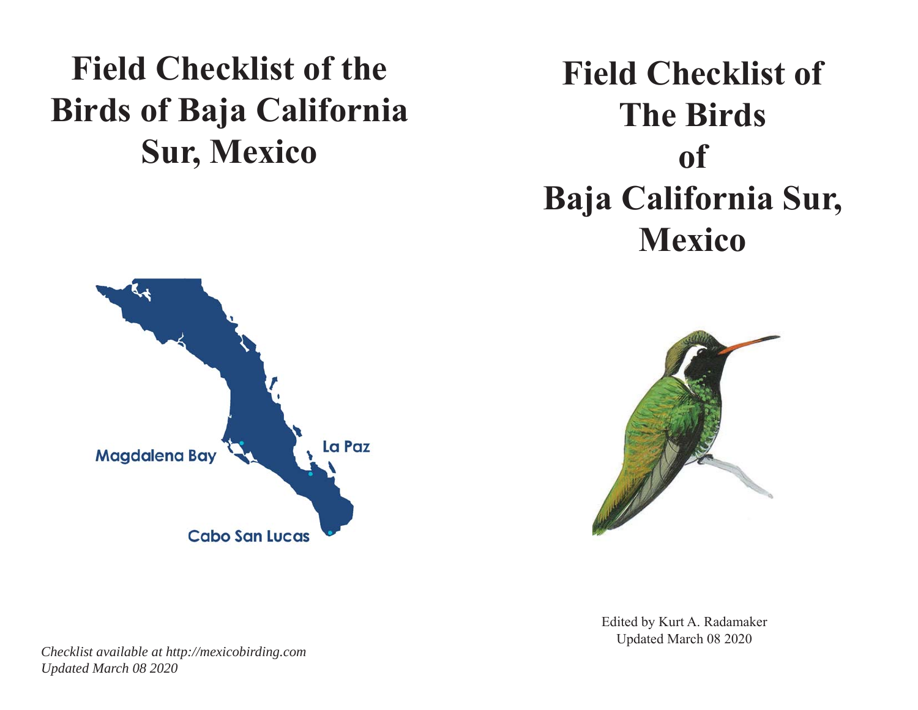# Field Checklist of the Birds of Baja California Sur, Mexico

Magdalena Bay

La Paz

Cabo San Lucas

*Checklist available at http://mexicobirding.com*
*Updated March 08 2020*

# Field Checklist of The Birds of Baja California Sur, Mexico

Edited by Kurt A. Radamaker
Updated March 08 2020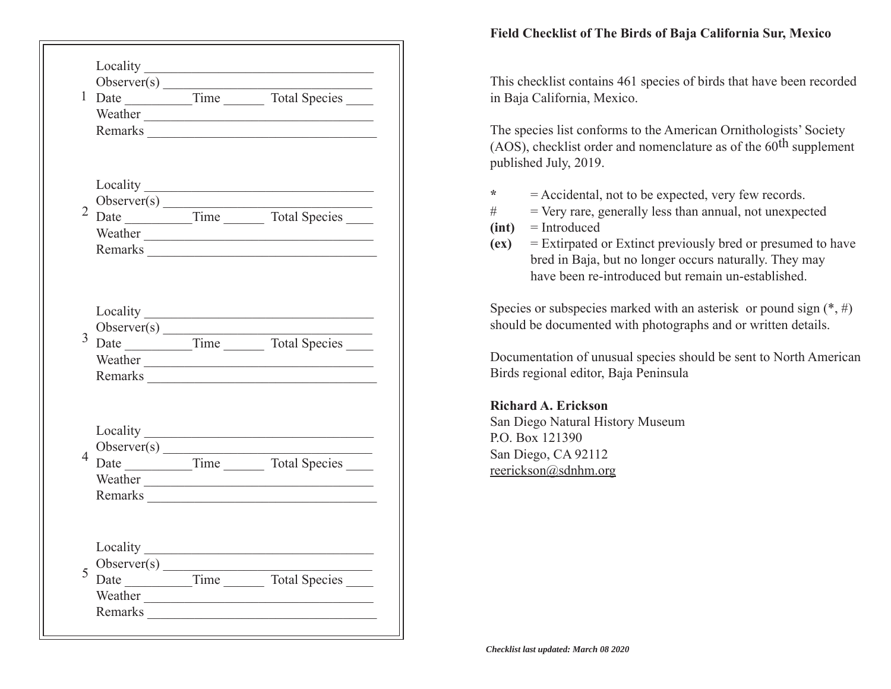1 Locality ________________________________
Observer(s) ______________________________
Date __________ Time ______ Total Species ____
Weather ________________________________
Remarks ________________________________

2 Locality ________________________________
Observer(s) ______________________________
Date __________ Time ______ Total Species ____
Weather ________________________________
Remarks ________________________________

3 Locality ________________________________
Observer(s) ______________________________
Date __________ Time ______ Total Species ____
Weather ________________________________
Remarks ________________________________

4 Locality ________________________________
Observer(s) ______________________________
Date __________ Time ______ Total Species ____
Weather ________________________________
Remarks ________________________________

5 Locality ________________________________
Observer(s) ______________________________
Date __________ Time ______ Total Species ____
Weather ________________________________
Remarks ________________________________

**Field Checklist of The Birds of Baja California Sur, Mexico**

This checklist contains 461 species of birds that have been recorded in Baja California, Mexico.

The species list conforms to the American Ornithologists' Society (AOS), checklist order and nomenclature as of the $60^{th}$ supplement published July, 2019.

**\*** = Accidental, not to be expected, very few records.
\# = Very rare, generally less than annual, not unexpected
**(int)** = Introduced
**(ex)** = Extirpated or Extinct previously bred or presumed to have bred in Baja, but no longer occurs naturally. They may have been re-introduced but remain un-established.

Species or subspecies marked with an asterisk or pound sign (*, #) should be documented with photographs and or written details.

Documentation of unusual species should be sent to North American Birds regional editor, Baja Peninsula

**Richard A. Erickson**
San Diego Natural History Museum
P.O. Box 121390
San Diego, CA 92112
reerickson@sdnhm.org

***Checklist last updated: March 08 2020***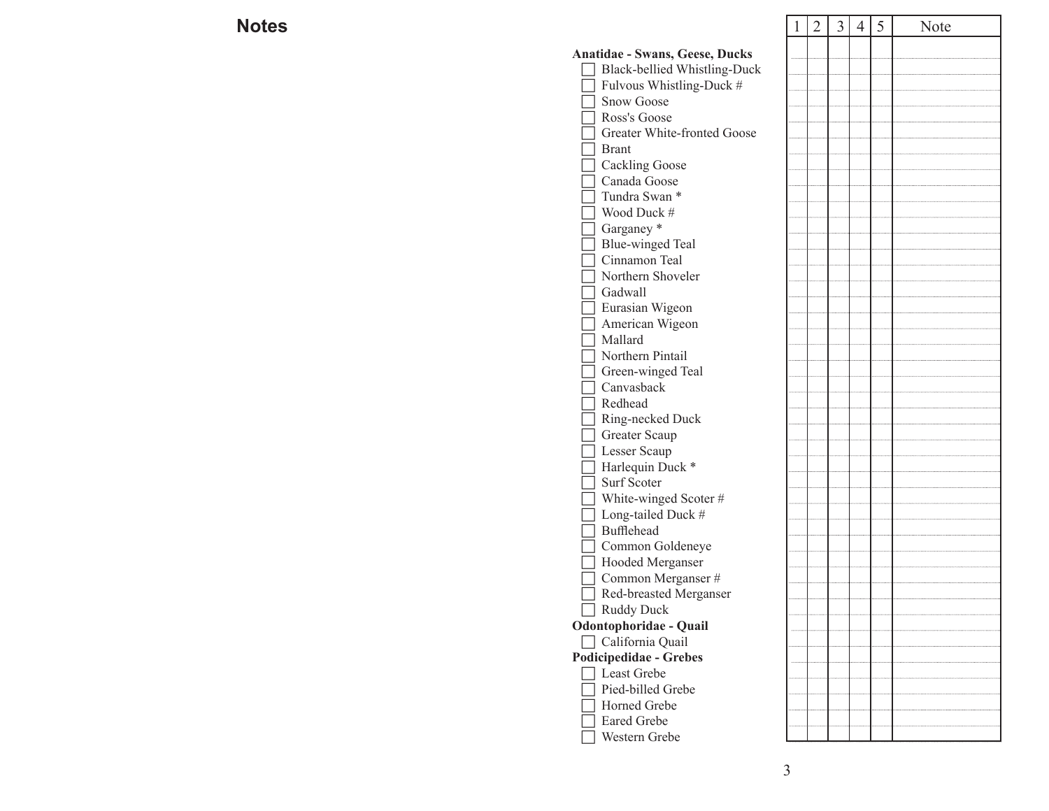## Notes

| | 1 | 2 | 3 | 4 | 5 | Note |
|---|---|---|---|---|---|---|
| **Anatidae - Swans, Geese, Ducks** | | | | | | |
| ☐ Black-bellied Whistling-Duck | | | | | | |
| ☐ Fulvous Whistling-Duck # | | | | | | |
| ☐ Snow Goose | | | | | | |
| ☐ Ross's Goose | | | | | | |
| ☐ Greater White-fronted Goose | | | | | | |
| ☐ Brant | | | | | | |
| ☐ Cackling Goose | | | | | | |
| ☐ Canada Goose | | | | | | |
| ☐ Tundra Swan * | | | | | | |
| ☐ Wood Duck # | | | | | | |
| ☐ Garganey * | | | | | | |
| ☐ Blue-winged Teal | | | | | | |
| ☐ Cinnamon Teal | | | | | | |
| ☐ Northern Shoveler | | | | | | |
| ☐ Gadwall | | | | | | |
| ☐ Eurasian Wigeon | | | | | | |
| ☐ American Wigeon | | | | | | |
| ☐ Mallard | | | | | | |
| ☐ Northern Pintail | | | | | | |
| ☐ Green-winged Teal | | | | | | |
| ☐ Canvasback | | | | | | |
| ☐ Redhead | | | | | | |
| ☐ Ring-necked Duck | | | | | | |
| ☐ Greater Scaup | | | | | | |
| ☐ Lesser Scaup | | | | | | |
| ☐ Harlequin Duck * | | | | | | |
| ☐ Surf Scoter | | | | | | |
| ☐ White-winged Scoter # | | | | | | |
| ☐ Long-tailed Duck # | | | | | | |
| ☐ Bufflehead | | | | | | |
| ☐ Common Goldeneye | | | | | | |
| ☐ Hooded Merganser | | | | | | |
| ☐ Common Merganser # | | | | | | |
| ☐ Red-breasted Merganser | | | | | | |
| ☐ Ruddy Duck | | | | | | |
| **Odontophoridae - Quail** | | | | | | |
| ☐ California Quail | | | | | | |
| **Podicipedidae - Grebes** | | | | | | |
| ☐ Least Grebe | | | | | | |
| ☐ Pied-billed Grebe | | | | | | |
| ☐ Horned Grebe | | | | | | |
| ☐ Eared Grebe | | | | | | |
| ☐ Western Grebe | | | | | | |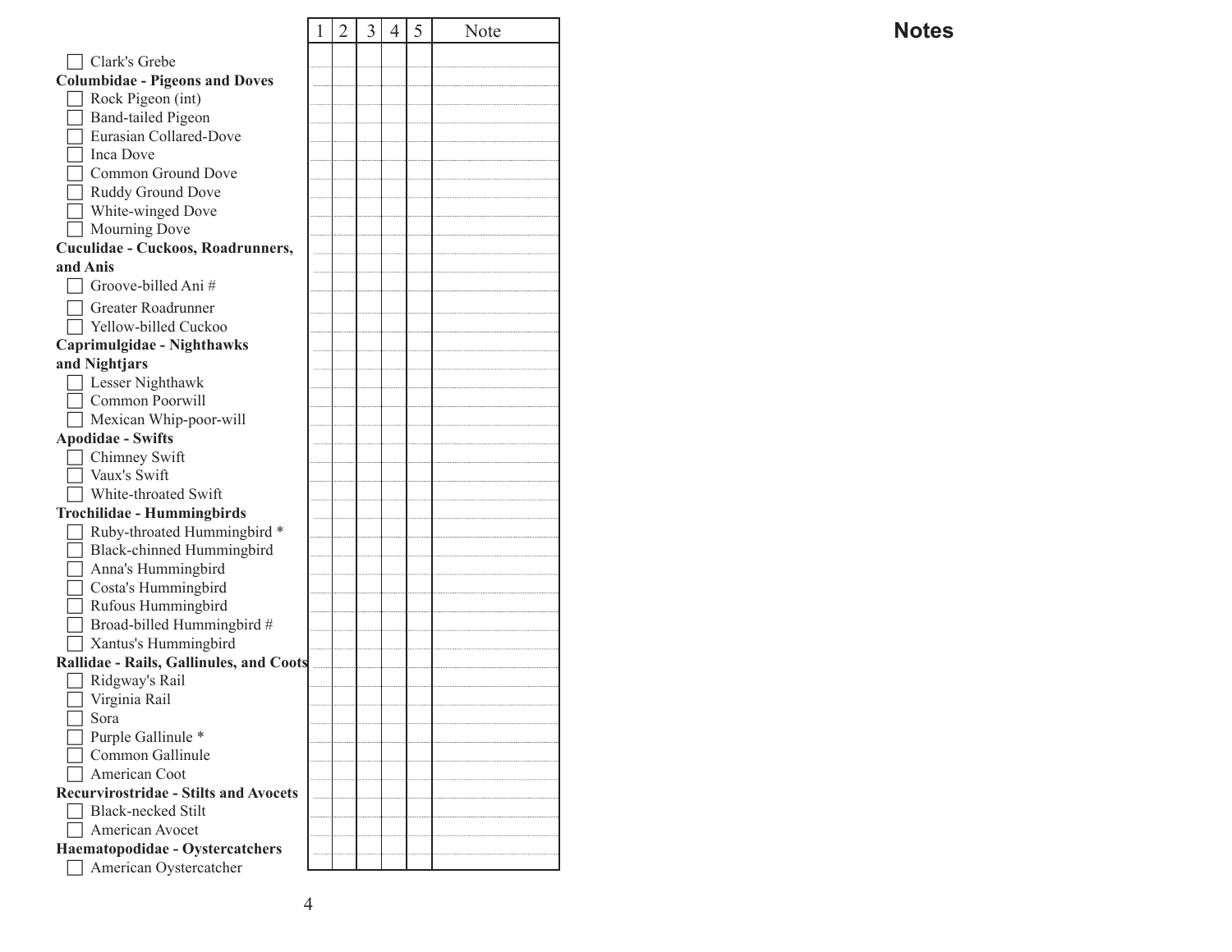| | 1 | 2 | 3 | 4 | 5 | Note |
|---|---|---|---|---|---|---|
| ☐ Clark's Grebe | | | | | | |
| **Columbidae - Pigeons and Doves** | | | | | | |
| ☐ Rock Pigeon (int) | | | | | | |
| ☐ Band-tailed Pigeon | | | | | | |
| ☐ Eurasian Collared-Dove | | | | | | |
| ☐ Inca Dove | | | | | | |
| ☐ Common Ground Dove | | | | | | |
| ☐ Ruddy Ground Dove | | | | | | |
| ☐ White-winged Dove | | | | | | |
| ☐ Mourning Dove | | | | | | |
| **Cuculidae - Cuckoos, Roadrunners, and Anis** | | | | | | |
| ☐ Groove-billed Ani # | | | | | | |
| ☐ Greater Roadrunner | | | | | | |
| ☐ Yellow-billed Cuckoo | | | | | | |
| **Caprimulgidae - Nighthawks and Nightjars** | | | | | | |
| ☐ Lesser Nighthawk | | | | | | |
| ☐ Common Poorwill | | | | | | |
| ☐ Mexican Whip-poor-will | | | | | | |
| **Apodidae - Swifts** | | | | | | |
| ☐ Chimney Swift | | | | | | |
| ☐ Vaux's Swift | | | | | | |
| ☐ White-throated Swift | | | | | | |
| **Trochilidae - Hummingbirds** | | | | | | |
| ☐ Ruby-throated Hummingbird * | | | | | | |
| ☐ Black-chinned Hummingbird | | | | | | |
| ☐ Anna's Hummingbird | | | | | | |
| ☐ Costa's Hummingbird | | | | | | |
| ☐ Rufous Hummingbird | | | | | | |
| ☐ Broad-billed Hummingbird # | | | | | | |
| ☐ Xantus's Hummingbird | | | | | | |
| **Rallidae - Rails, Gallinules, and Coots** | | | | | | |
| ☐ Ridgway's Rail | | | | | | |
| ☐ Virginia Rail | | | | | | |
| ☐ Sora | | | | | | |
| ☐ Purple Gallinule * | | | | | | |
| ☐ Common Gallinule | | | | | | |
| ☐ American Coot | | | | | | |
| **Recurvirostridae - Stilts and Avocets** | | | | | | |
| ☐ Black-necked Stilt | | | | | | |
| ☐ American Avocet | | | | | | |
| **Haematopodidae - Oystercatchers** | | | | | | |
| ☐ American Oystercatcher | | | | | | |

## Notes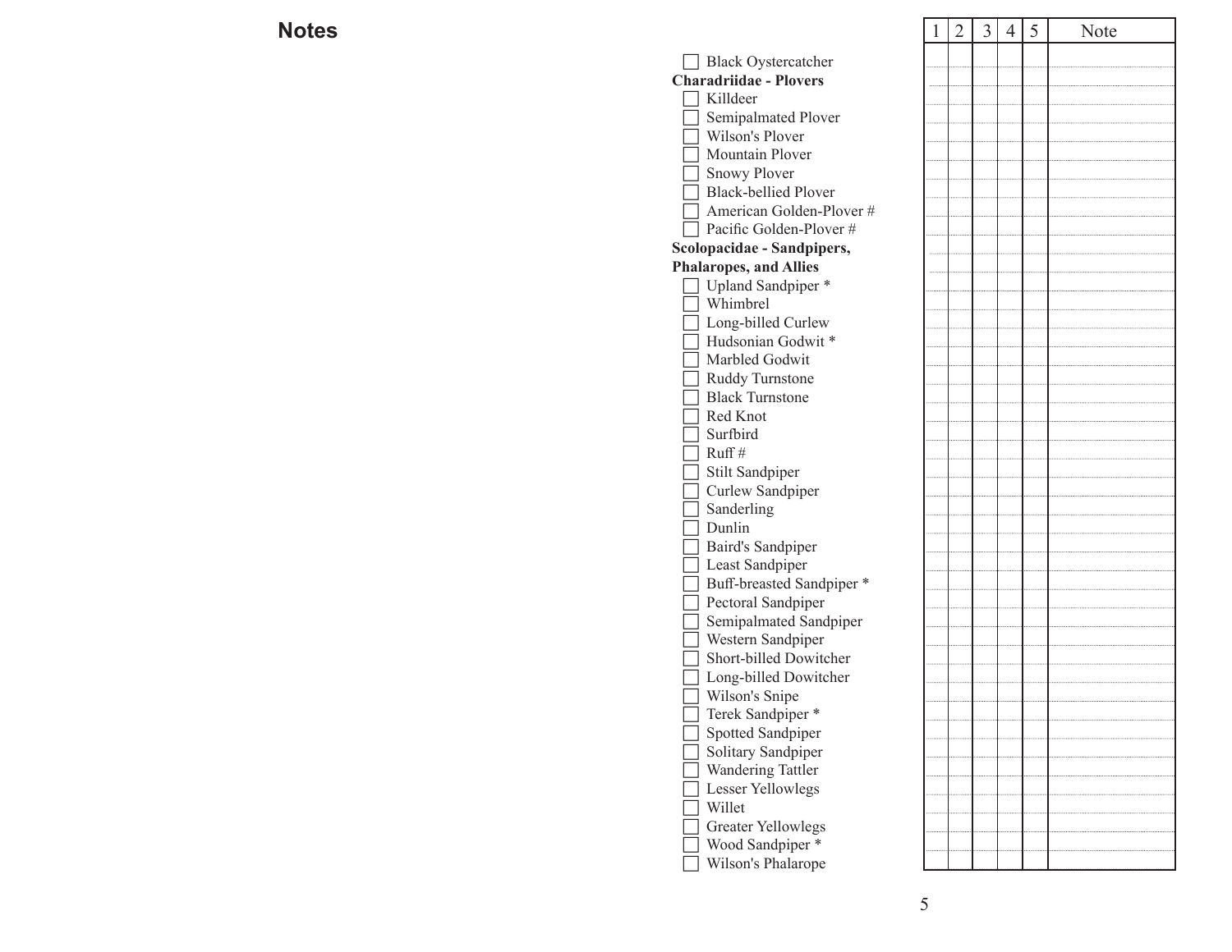## Notes

- [ ] Black Oystercatcher

**Charadriidae - Plovers**

- [ ] Killdeer
- [ ] Semipalmated Plover
- [ ] Wilson's Plover
- [ ] Mountain Plover
- [ ] Snowy Plover
- [ ] Black-bellied Plover
- [ ] American Golden-Plover #
- [ ] Pacific Golden-Plover #

**Scolopacidae - Sandpipers, Phalaropes, and Allies**

- [ ] Upland Sandpiper *
- [ ] Whimbrel
- [ ] Long-billed Curlew
- [ ] Hudsonian Godwit *
- [ ] Marbled Godwit
- [ ] Ruddy Turnstone
- [ ] Black Turnstone
- [ ] Red Knot
- [ ] Surfbird
- [ ] Ruff #
- [ ] Stilt Sandpiper
- [ ] Curlew Sandpiper
- [ ] Sanderling
- [ ] Dunlin
- [ ] Baird's Sandpiper
- [ ] Least Sandpiper
- [ ] Buff-breasted Sandpiper *
- [ ] Pectoral Sandpiper
- [ ] Semipalmated Sandpiper
- [ ] Western Sandpiper
- [ ] Short-billed Dowitcher
- [ ] Long-billed Dowitcher
- [ ] Wilson's Snipe
- [ ] Terek Sandpiper *
- [ ] Spotted Sandpiper
- [ ] Solitary Sandpiper
- [ ] Wandering Tattler
- [ ] Lesser Yellowlegs
- [ ] Willet
- [ ] Greater Yellowlegs
- [ ] Wood Sandpiper *
- [ ] Wilson's Phalarope

| 1 | 2 | 3 | 4 | 5 | Note |
|---|---|---|---|---|---|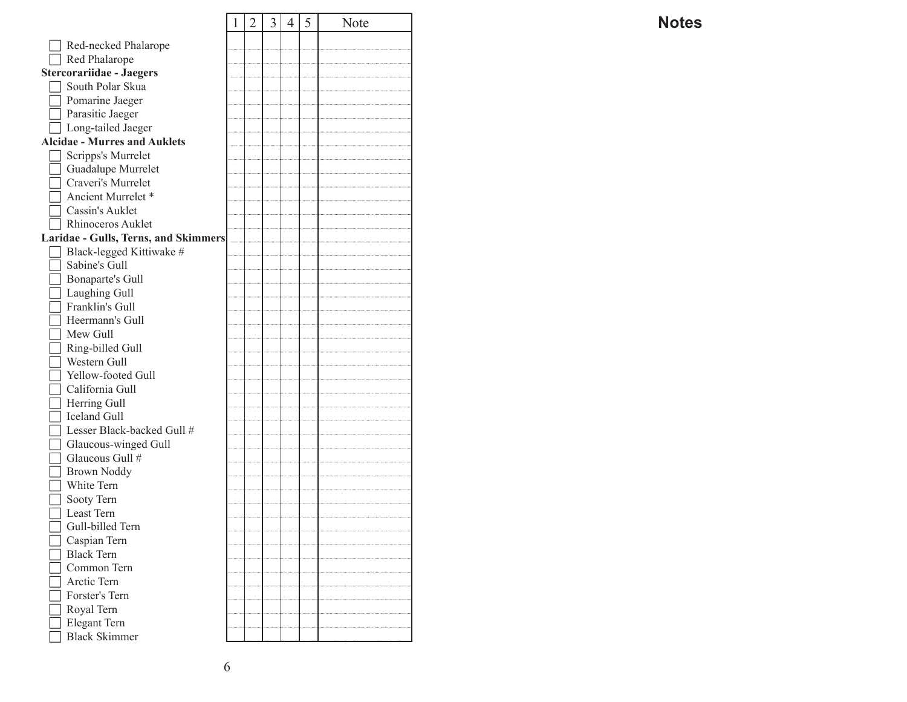| | 1 | 2 | 3 | 4 | 5 | Note |
|---|---|---|---|---|---|---|
| ☐ Red-necked Phalarope | | | | | | |
| ☐ Red Phalarope | | | | | | |
| **Stercorariidae - Jaegers** | | | | | | |
| ☐ South Polar Skua | | | | | | |
| ☐ Pomarine Jaeger | | | | | | |
| ☐ Parasitic Jaeger | | | | | | |
| ☐ Long-tailed Jaeger | | | | | | |
| **Alcidae - Murres and Auklets** | | | | | | |
| ☐ Scripps's Murrelet | | | | | | |
| ☐ Guadalupe Murrelet | | | | | | |
| ☐ Craveri's Murrelet | | | | | | |
| ☐ Ancient Murrelet * | | | | | | |
| ☐ Cassin's Auklet | | | | | | |
| ☐ Rhinoceros Auklet | | | | | | |
| **Laridae - Gulls, Terns, and Skimmers** | | | | | | |
| ☐ Black-legged Kittiwake # | | | | | | |
| ☐ Sabine's Gull | | | | | | |
| ☐ Bonaparte's Gull | | | | | | |
| ☐ Laughing Gull | | | | | | |
| ☐ Franklin's Gull | | | | | | |
| ☐ Heermann's Gull | | | | | | |
| ☐ Mew Gull | | | | | | |
| ☐ Ring-billed Gull | | | | | | |
| ☐ Western Gull | | | | | | |
| ☐ Yellow-footed Gull | | | | | | |
| ☐ California Gull | | | | | | |
| ☐ Herring Gull | | | | | | |
| ☐ Iceland Gull | | | | | | |
| ☐ Lesser Black-backed Gull # | | | | | | |
| ☐ Glaucous-winged Gull | | | | | | |
| ☐ Glaucous Gull # | | | | | | |
| ☐ Brown Noddy | | | | | | |
| ☐ White Tern | | | | | | |
| ☐ Sooty Tern | | | | | | |
| ☐ Least Tern | | | | | | |
| ☐ Gull-billed Tern | | | | | | |
| ☐ Caspian Tern | | | | | | |
| ☐ Black Tern | | | | | | |
| ☐ Common Tern | | | | | | |
| ☐ Arctic Tern | | | | | | |
| ☐ Forster's Tern | | | | | | |
| ☐ Royal Tern | | | | | | |
| ☐ Elegant Tern | | | | | | |
| ☐ Black Skimmer | | | | | | |

## Notes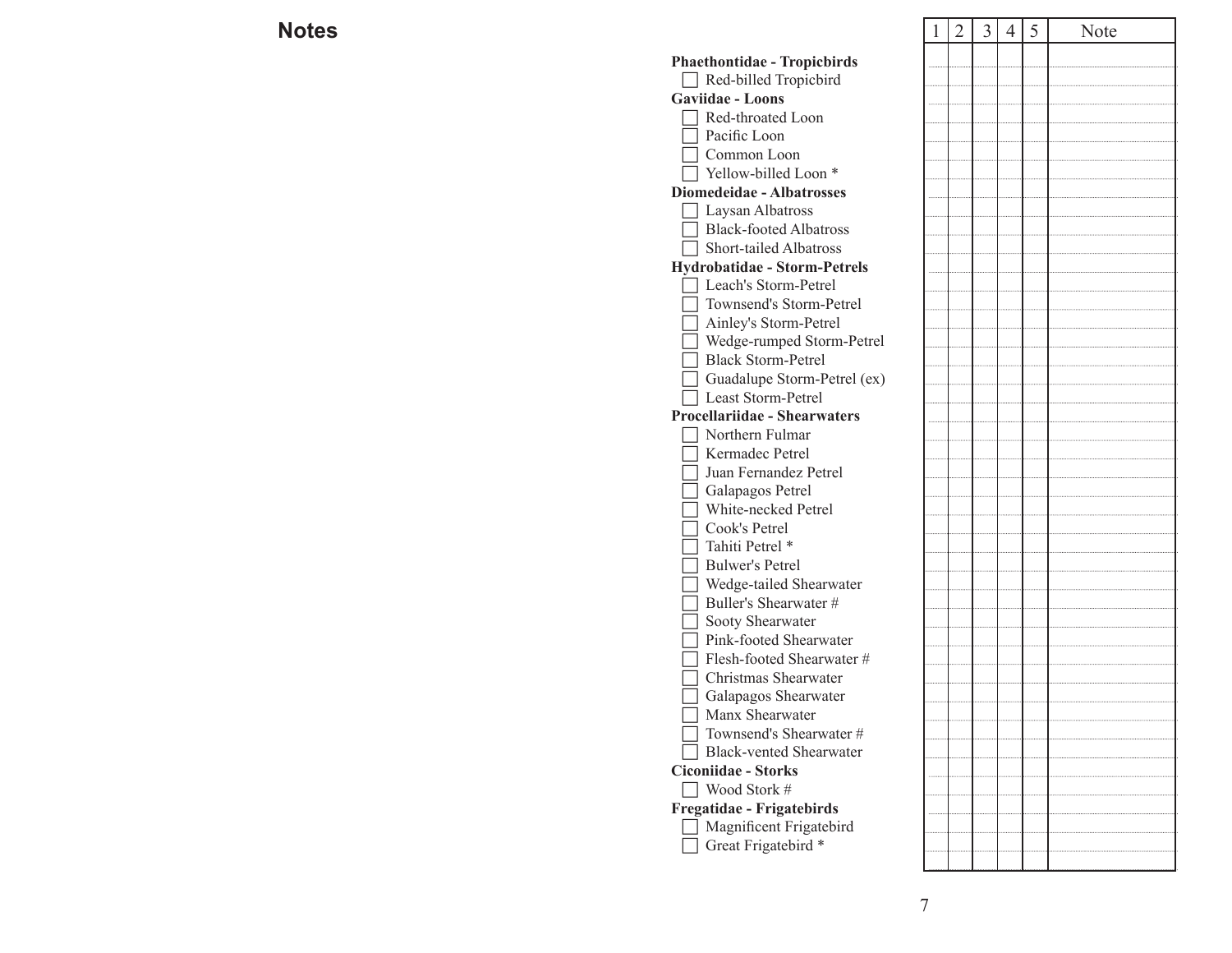## Notes

| Species | 1 | 2 | 3 | 4 | 5 | Note |
|---|---|---|---|---|---|---|
| **Phaethontidae - Tropicbirds** | | | | | | |
| ☐ Red-billed Tropicbird | | | | | | |
| **Gaviidae - Loons** | | | | | | |
| ☐ Red-throated Loon | | | | | | |
| ☐ Pacific Loon | | | | | | |
| ☐ Common Loon | | | | | | |
| ☐ Yellow-billed Loon * | | | | | | |
| **Diomedeidae - Albatrosses** | | | | | | |
| ☐ Laysan Albatross | | | | | | |
| ☐ Black-footed Albatross | | | | | | |
| ☐ Short-tailed Albatross | | | | | | |
| **Hydrobatidae - Storm-Petrels** | | | | | | |
| ☐ Leach's Storm-Petrel | | | | | | |
| ☐ Townsend's Storm-Petrel | | | | | | |
| ☐ Ainley's Storm-Petrel | | | | | | |
| ☐ Wedge-rumped Storm-Petrel | | | | | | |
| ☐ Black Storm-Petrel | | | | | | |
| ☐ Guadalupe Storm-Petrel (ex) | | | | | | |
| ☐ Least Storm-Petrel | | | | | | |
| **Procellariidae - Shearwaters** | | | | | | |
| ☐ Northern Fulmar | | | | | | |
| ☐ Kermadec Petrel | | | | | | |
| ☐ Juan Fernandez Petrel | | | | | | |
| ☐ Galapagos Petrel | | | | | | |
| ☐ White-necked Petrel | | | | | | |
| ☐ Cook's Petrel | | | | | | |
| ☐ Tahiti Petrel * | | | | | | |
| ☐ Bulwer's Petrel | | | | | | |
| ☐ Wedge-tailed Shearwater | | | | | | |
| ☐ Buller's Shearwater # | | | | | | |
| ☐ Sooty Shearwater | | | | | | |
| ☐ Pink-footed Shearwater | | | | | | |
| ☐ Flesh-footed Shearwater # | | | | | | |
| ☐ Christmas Shearwater | | | | | | |
| ☐ Galapagos Shearwater | | | | | | |
| ☐ Manx Shearwater | | | | | | |
| ☐ Townsend's Shearwater # | | | | | | |
| ☐ Black-vented Shearwater | | | | | | |
| **Ciconiidae - Storks** | | | | | | |
| ☐ Wood Stork # | | | | | | |
| **Fregatidae - Frigatebirds** | | | | | | |
| ☐ Magnificent Frigatebird | | | | | | |
| ☐ Great Frigatebird * | | | | | | |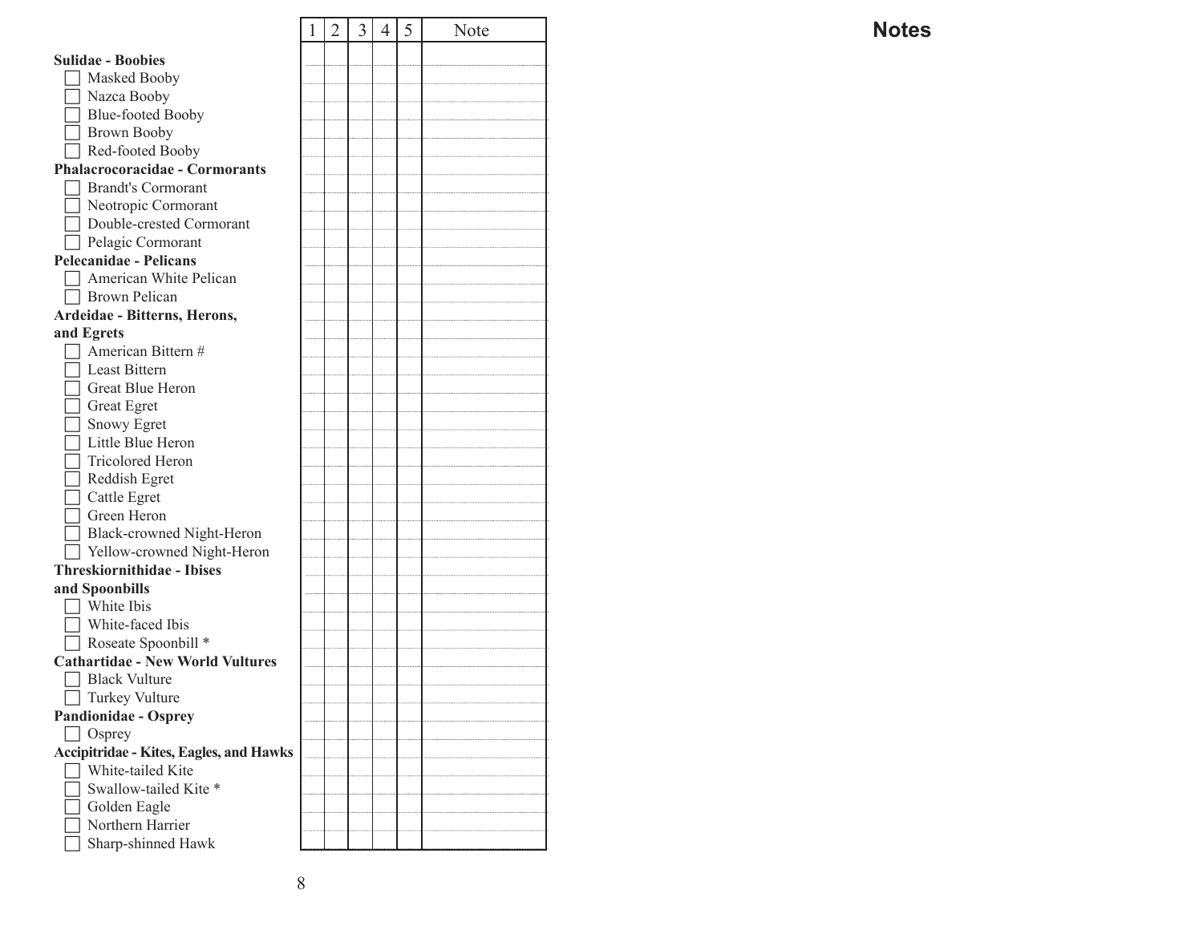| | 1 | 2 | 3 | 4 | 5 | Note |
|---|---|---|---|---|---|---|
| **Sulidae - Boobies** | | | | | | |
| ☐ Masked Booby | | | | | | |
| ☐ Nazca Booby | | | | | | |
| ☐ Blue-footed Booby | | | | | | |
| ☐ Brown Booby | | | | | | |
| ☐ Red-footed Booby | | | | | | |
| **Phalacrocoracidae - Cormorants** | | | | | | |
| ☐ Brandt's Cormorant | | | | | | |
| ☐ Neotropic Cormorant | | | | | | |
| ☐ Double-crested Cormorant | | | | | | |
| ☐ Pelagic Cormorant | | | | | | |
| **Pelecanidae - Pelicans** | | | | | | |
| ☐ American White Pelican | | | | | | |
| ☐ Brown Pelican | | | | | | |
| **Ardeidae - Bitterns, Herons, and Egrets** | | | | | | |
| ☐ American Bittern # | | | | | | |
| ☐ Least Bittern | | | | | | |
| ☐ Great Blue Heron | | | | | | |
| ☐ Great Egret | | | | | | |
| ☐ Snowy Egret | | | | | | |
| ☐ Little Blue Heron | | | | | | |
| ☐ Tricolored Heron | | | | | | |
| ☐ Reddish Egret | | | | | | |
| ☐ Cattle Egret | | | | | | |
| ☐ Green Heron | | | | | | |
| ☐ Black-crowned Night-Heron | | | | | | |
| ☐ Yellow-crowned Night-Heron | | | | | | |
| **Threskiornithidae - Ibises and Spoonbills** | | | | | | |
| ☐ White Ibis | | | | | | |
| ☐ White-faced Ibis | | | | | | |
| ☐ Roseate Spoonbill * | | | | | | |
| **Cathartidae - New World Vultures** | | | | | | |
| ☐ Black Vulture | | | | | | |
| ☐ Turkey Vulture | | | | | | |
| **Pandionidae - Osprey** | | | | | | |
| ☐ Osprey | | | | | | |
| **Accipitridae - Kites, Eagles, and Hawks** | | | | | | |
| ☐ White-tailed Kite | | | | | | |
| ☐ Swallow-tailed Kite * | | | | | | |
| ☐ Golden Eagle | | | | | | |
| ☐ Northern Harrier | | | | | | |
| ☐ Sharp-shinned Hawk | | | | | | |

## Notes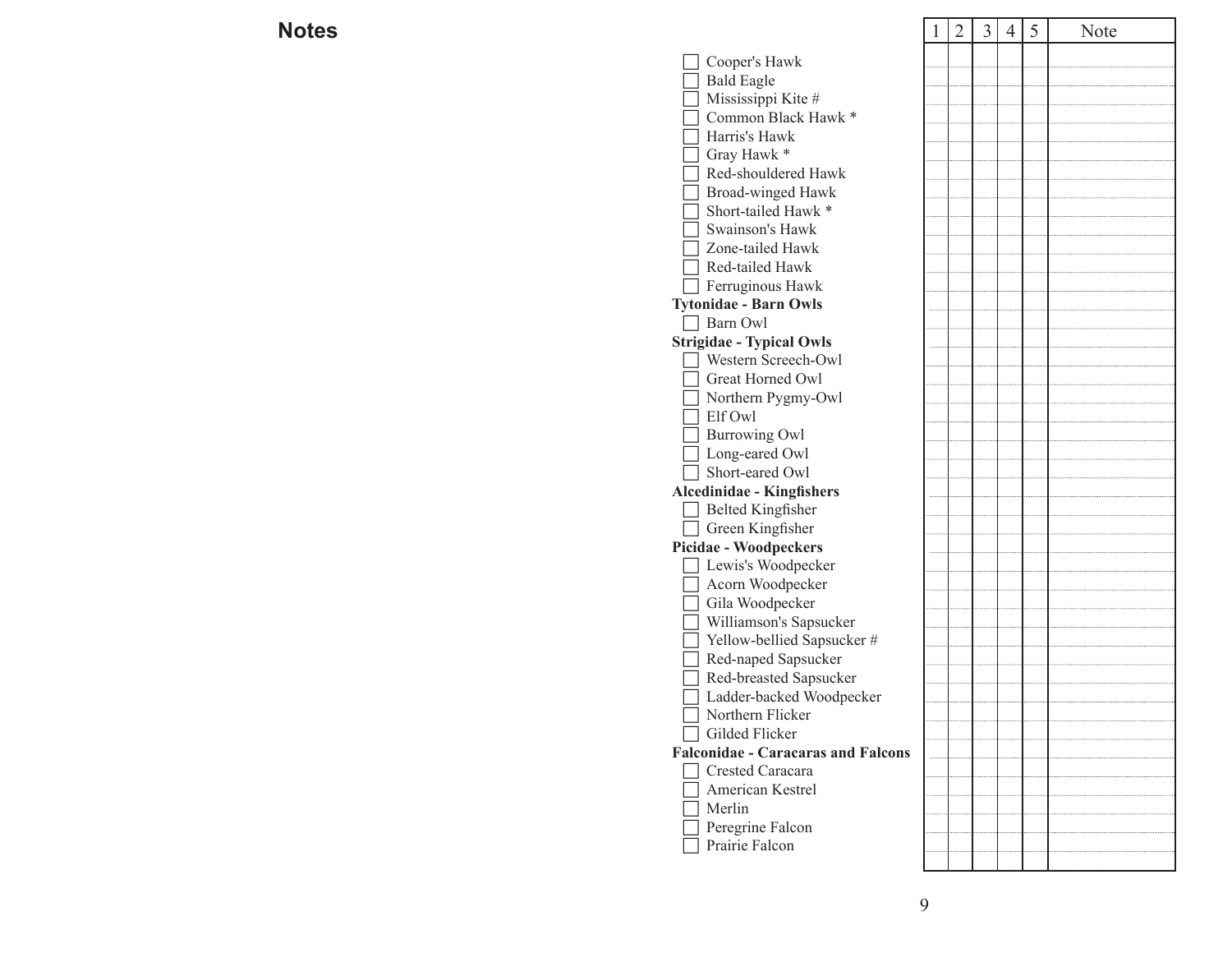## Notes

| Species | 1 | 2 | 3 | 4 | 5 | Note |
|---|---|---|---|---|---|---|
| ☐ Cooper's Hawk | | | | | | |
| ☐ Bald Eagle | | | | | | |
| ☐ Mississippi Kite # | | | | | | |
| ☐ Common Black Hawk * | | | | | | |
| ☐ Harris's Hawk | | | | | | |
| ☐ Gray Hawk * | | | | | | |
| ☐ Red-shouldered Hawk | | | | | | |
| ☐ Broad-winged Hawk | | | | | | |
| ☐ Short-tailed Hawk * | | | | | | |
| ☐ Swainson's Hawk | | | | | | |
| ☐ Zone-tailed Hawk | | | | | | |
| ☐ Red-tailed Hawk | | | | | | |
| ☐ Ferruginous Hawk | | | | | | |
| **Tytonidae - Barn Owls** | | | | | | |
| ☐ Barn Owl | | | | | | |
| **Strigidae - Typical Owls** | | | | | | |
| ☐ Western Screech-Owl | | | | | | |
| ☐ Great Horned Owl | | | | | | |
| ☐ Northern Pygmy-Owl | | | | | | |
| ☐ Elf Owl | | | | | | |
| ☐ Burrowing Owl | | | | | | |
| ☐ Long-eared Owl | | | | | | |
| ☐ Short-eared Owl | | | | | | |
| **Alcedinidae - Kingfishers** | | | | | | |
| ☐ Belted Kingfisher | | | | | | |
| ☐ Green Kingfisher | | | | | | |
| **Picidae - Woodpeckers** | | | | | | |
| ☐ Lewis's Woodpecker | | | | | | |
| ☐ Acorn Woodpecker | | | | | | |
| ☐ Gila Woodpecker | | | | | | |
| ☐ Williamson's Sapsucker | | | | | | |
| ☐ Yellow-bellied Sapsucker # | | | | | | |
| ☐ Red-naped Sapsucker | | | | | | |
| ☐ Red-breasted Sapsucker | | | | | | |
| ☐ Ladder-backed Woodpecker | | | | | | |
| ☐ Northern Flicker | | | | | | |
| ☐ Gilded Flicker | | | | | | |
| **Falconidae - Caracaras and Falcons** | | | | | | |
| ☐ Crested Caracara | | | | | | |
| ☐ American Kestrel | | | | | | |
| ☐ Merlin | | | | | | |
| ☐ Peregrine Falcon | | | | | | |
| ☐ Prairie Falcon | | | | | | |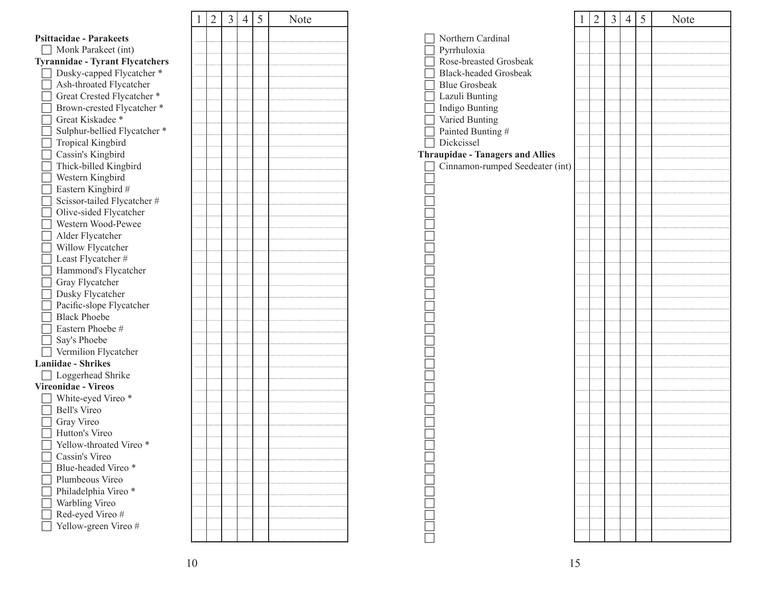| | 1 | 2 | 3 | 4 | 5 | Note |
|---|---|---|---|---|---|---|
| **Psittacidae - Parakeets** | | | | | | |
| ☐ Monk Parakeet (int) | | | | | | |
| **Tyrannidae - Tyrant Flycatchers** | | | | | | |
| ☐ Dusky-capped Flycatcher * | | | | | | |
| ☐ Ash-throated Flycatcher | | | | | | |
| ☐ Great Crested Flycatcher * | | | | | | |
| ☐ Brown-crested Flycatcher * | | | | | | |
| ☐ Great Kiskadee * | | | | | | |
| ☐ Sulphur-bellied Flycatcher * | | | | | | |
| ☐ Tropical Kingbird | | | | | | |
| ☐ Cassin's Kingbird | | | | | | |
| ☐ Thick-billed Kingbird | | | | | | |
| ☐ Western Kingbird | | | | | | |
| ☐ Eastern Kingbird # | | | | | | |
| ☐ Scissor-tailed Flycatcher # | | | | | | |
| ☐ Olive-sided Flycatcher | | | | | | |
| ☐ Western Wood-Pewee | | | | | | |
| ☐ Alder Flycatcher | | | | | | |
| ☐ Willow Flycatcher | | | | | | |
| ☐ Least Flycatcher # | | | | | | |
| ☐ Hammond's Flycatcher | | | | | | |
| ☐ Gray Flycatcher | | | | | | |
| ☐ Dusky Flycatcher | | | | | | |
| ☐ Pacific-slope Flycatcher | | | | | | |
| ☐ Black Phoebe | | | | | | |
| ☐ Eastern Phoebe # | | | | | | |
| ☐ Say's Phoebe | | | | | | |
| ☐ Vermilion Flycatcher | | | | | | |
| **Laniidae - Shrikes** | | | | | | |
| ☐ Loggerhead Shrike | | | | | | |
| **Vireonidae - Vireos** | | | | | | |
| ☐ White-eyed Vireo * | | | | | | |
| ☐ Bell's Vireo | | | | | | |
| ☐ Gray Vireo | | | | | | |
| ☐ Hutton's Vireo | | | | | | |
| ☐ Yellow-throated Vireo * | | | | | | |
| ☐ Cassin's Vireo | | | | | | |
| ☐ Blue-headed Vireo * | | | | | | |
| ☐ Plumbeous Vireo | | | | | | |
| ☐ Philadelphia Vireo * | | | | | | |
| ☐ Warbling Vireo | | | | | | |
| ☐ Red-eyed Vireo # | | | | | | |
| ☐ Yellow-green Vireo # | | | | | | |

| | 1 | 2 | 3 | 4 | 5 | Note |
|---|---|---|---|---|---|---|
| ☐ Northern Cardinal | | | | | | |
| ☐ Pyrrhuloxia | | | | | | |
| ☐ Rose-breasted Grosbeak | | | | | | |
| ☐ Black-headed Grosbeak | | | | | | |
| ☐ Blue Grosbeak | | | | | | |
| ☐ Lazuli Bunting | | | | | | |
| ☐ Indigo Bunting | | | | | | |
| ☐ Varied Bunting | | | | | | |
| ☐ Painted Bunting # | | | | | | |
| ☐ Dickcissel | | | | | | |
| **Thraupidae - Tanagers and Allies** | | | | | | |
| ☐ Cinnamon-rumped Seedeater (int) | | | | | | |
| ☐ | | | | | | |
| ☐ | | | | | | |
| ☐ | | | | | | |
| ☐ | | | | | | |
| ☐ | | | | | | |
| ☐ | | | | | | |
| ☐ | | | | | | |
| ☐ | | | | | | |
| ☐ | | | | | | |
| ☐ | | | | | | |
| ☐ | | | | | | |
| ☐ | | | | | | |
| ☐ | | | | | | |
| ☐ | | | | | | |
| ☐ | | | | | | |
| ☐ | | | | | | |
| ☐ | | | | | | |
| ☐ | | | | | | |
| ☐ | | | | | | |
| ☐ | | | | | | |
| ☐ | | | | | | |
| ☐ | | | | | | |
| ☐ | | | | | | |
| ☐ | | | | | | |
| ☐ | | | | | | |
| ☐ | | | | | | |
| ☐ | | | | | | |
| ☐ | | | | | | |
| ☐ | | | | | | |
| ☐ | | | | | | |
| ☐ | | | | | | |
| ☐ | | | | | | |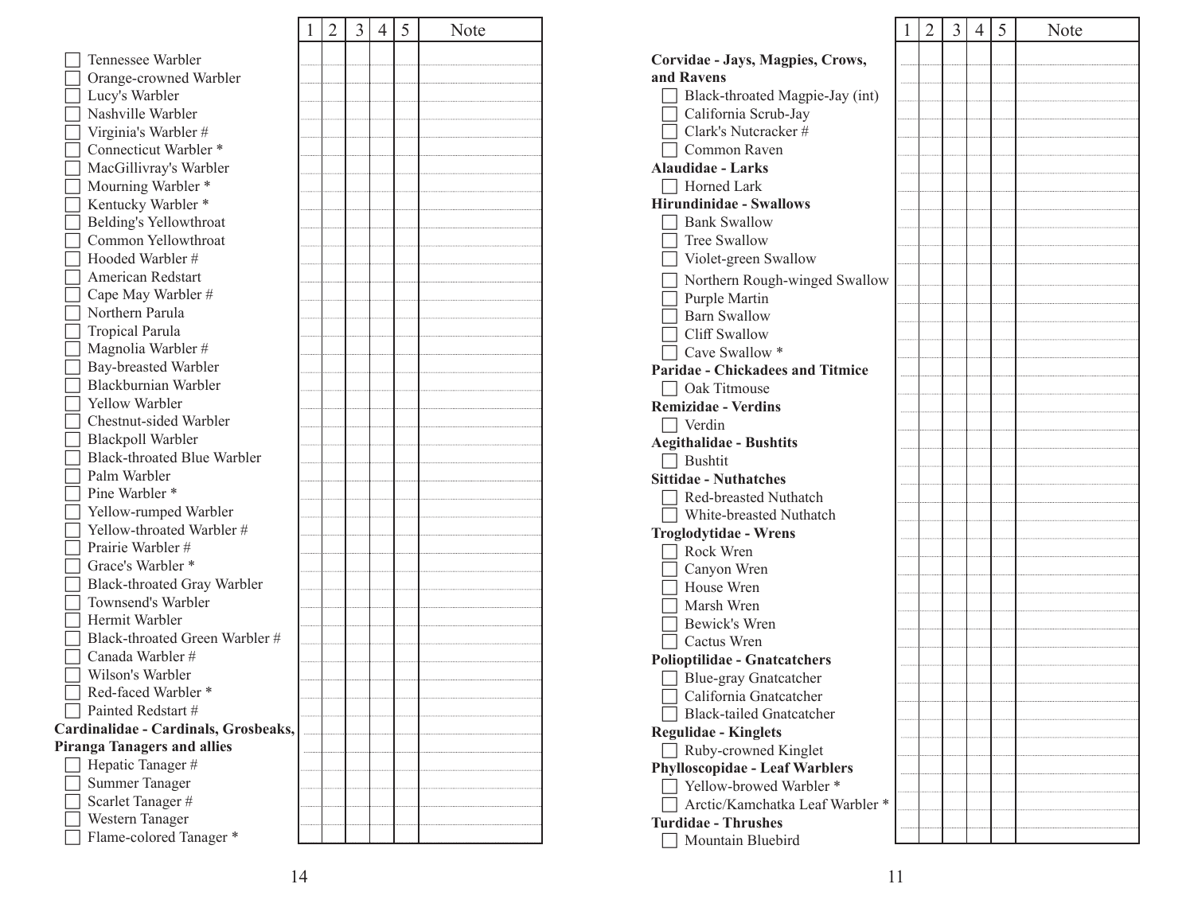| | 1 | 2 | 3 | 4 | 5 | Note |
|---|---|---|---|---|---|---|
| ☐ Tennessee Warbler | | | | | | |
| ☐ Orange-crowned Warbler | | | | | | |
| ☐ Lucy's Warbler | | | | | | |
| ☐ Nashville Warbler | | | | | | |
| ☐ Virginia's Warbler # | | | | | | |
| ☐ Connecticut Warbler * | | | | | | |
| ☐ MacGillivray's Warbler | | | | | | |
| ☐ Mourning Warbler * | | | | | | |
| ☐ Kentucky Warbler * | | | | | | |
| ☐ Belding's Yellowthroat | | | | | | |
| ☐ Common Yellowthroat | | | | | | |
| ☐ Hooded Warbler # | | | | | | |
| ☐ American Redstart | | | | | | |
| ☐ Cape May Warbler # | | | | | | |
| ☐ Northern Parula | | | | | | |
| ☐ Tropical Parula | | | | | | |
| ☐ Magnolia Warbler # | | | | | | |
| ☐ Bay-breasted Warbler | | | | | | |
| ☐ Blackburnian Warbler | | | | | | |
| ☐ Yellow Warbler | | | | | | |
| ☐ Chestnut-sided Warbler | | | | | | |
| ☐ Blackpoll Warbler | | | | | | |
| ☐ Black-throated Blue Warbler | | | | | | |
| ☐ Palm Warbler | | | | | | |
| ☐ Pine Warbler * | | | | | | |
| ☐ Yellow-rumped Warbler | | | | | | |
| ☐ Yellow-throated Warbler # | | | | | | |
| ☐ Prairie Warbler # | | | | | | |
| ☐ Grace's Warbler * | | | | | | |
| ☐ Black-throated Gray Warbler | | | | | | |
| ☐ Townsend's Warbler | | | | | | |
| ☐ Hermit Warbler | | | | | | |
| ☐ Black-throated Green Warbler # | | | | | | |
| ☐ Canada Warbler # | | | | | | |
| ☐ Wilson's Warbler | | | | | | |
| ☐ Red-faced Warbler * | | | | | | |
| ☐ Painted Redstart # | | | | | | |
| **Cardinalidae - Cardinals, Grosbeaks, Piranga Tanagers and allies** | | | | | | |
| ☐ Hepatic Tanager # | | | | | | |
| ☐ Summer Tanager | | | | | | |
| ☐ Scarlet Tanager # | | | | | | |
| ☐ Western Tanager | | | | | | |
| ☐ Flame-colored Tanager * | | | | | | |

| | 1 | 2 | 3 | 4 | 5 | Note |
|---|---|---|---|---|---|---|
| **Corvidae - Jays, Magpies, Crows, and Ravens** | | | | | | |
| ☐ Black-throated Magpie-Jay (int) | | | | | | |
| ☐ California Scrub-Jay | | | | | | |
| ☐ Clark's Nutcracker # | | | | | | |
| ☐ Common Raven | | | | | | |
| **Alaudidae - Larks** | | | | | | |
| ☐ Horned Lark | | | | | | |
| **Hirundinidae - Swallows** | | | | | | |
| ☐ Bank Swallow | | | | | | |
| ☐ Tree Swallow | | | | | | |
| ☐ Violet-green Swallow | | | | | | |
| ☐ Northern Rough-winged Swallow | | | | | | |
| ☐ Purple Martin | | | | | | |
| ☐ Barn Swallow | | | | | | |
| ☐ Cliff Swallow | | | | | | |
| ☐ Cave Swallow * | | | | | | |
| **Paridae - Chickadees and Titmice** | | | | | | |
| ☐ Oak Titmouse | | | | | | |
| **Remizidae - Verdins** | | | | | | |
| ☐ Verdin | | | | | | |
| **Aegithalidae - Bushtits** | | | | | | |
| ☐ Bushtit | | | | | | |
| **Sittidae - Nuthatches** | | | | | | |
| ☐ Red-breasted Nuthatch | | | | | | |
| ☐ White-breasted Nuthatch | | | | | | |
| **Troglodytidae - Wrens** | | | | | | |
| ☐ Rock Wren | | | | | | |
| ☐ Canyon Wren | | | | | | |
| ☐ House Wren | | | | | | |
| ☐ Marsh Wren | | | | | | |
| ☐ Bewick's Wren | | | | | | |
| ☐ Cactus Wren | | | | | | |
| **Polioptilidae - Gnatcatchers** | | | | | | |
| ☐ Blue-gray Gnatcatcher | | | | | | |
| ☐ California Gnatcatcher | | | | | | |
| ☐ Black-tailed Gnatcatcher | | | | | | |
| **Regulidae - Kinglets** | | | | | | |
| ☐ Ruby-crowned Kinglet | | | | | | |
| **Phylloscopidae - Leaf Warblers** | | | | | | |
| ☐ Yellow-browed Warbler * | | | | | | |
| ☐ Arctic/Kamchatka Leaf Warbler * | | | | | | |
| **Turdidae - Thrushes** | | | | | | |
| ☐ Mountain Bluebird | | | | | | |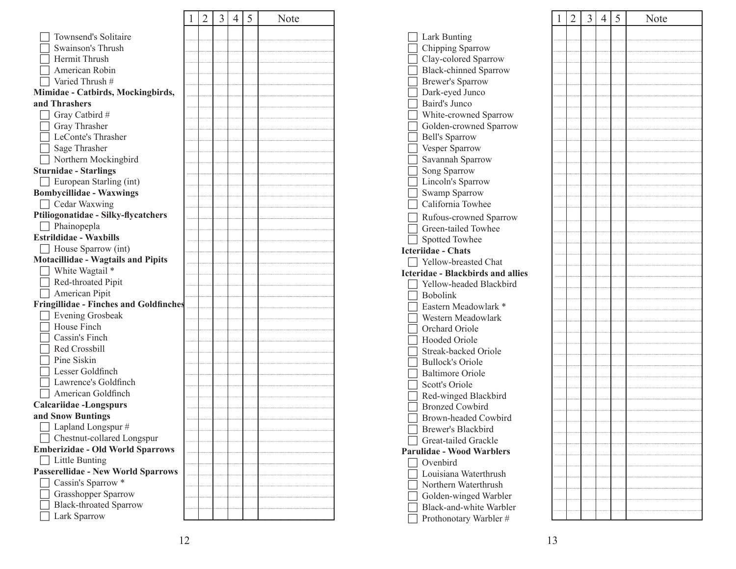| | 1 | 2 | 3 | 4 | 5 | Note |
|---|---|---|---|---|---|---|
| ☐ Townsend's Solitaire | | | | | | |
| ☐ Swainson's Thrush | | | | | | |
| ☐ Hermit Thrush | | | | | | |
| ☐ American Robin | | | | | | |
| ☐ Varied Thrush # | | | | | | |
| **Mimidae - Catbirds, Mockingbirds, and Thrashers** | | | | | | |
| ☐ Gray Catbird # | | | | | | |
| ☐ Gray Thrasher | | | | | | |
| ☐ LeConte's Thrasher | | | | | | |
| ☐ Sage Thrasher | | | | | | |
| ☐ Northern Mockingbird | | | | | | |
| **Sturnidae - Starlings** | | | | | | |
| ☐ European Starling (int) | | | | | | |
| **Bombycillidae - Waxwings** | | | | | | |
| ☐ Cedar Waxwing | | | | | | |
| **Ptiliogonatidae - Silky-flycatchers** | | | | | | |
| ☐ Phainopepla | | | | | | |
| **Estrildidae - Waxbills** | | | | | | |
| ☐ House Sparrow (int) | | | | | | |
| **Motacillidae - Wagtails and Pipits** | | | | | | |
| ☐ White Wagtail * | | | | | | |
| ☐ Red-throated Pipit | | | | | | |
| ☐ American Pipit | | | | | | |
| **Fringillidae - Finches and Goldfinches** | | | | | | |
| ☐ Evening Grosbeak | | | | | | |
| ☐ House Finch | | | | | | |
| ☐ Cassin's Finch | | | | | | |
| ☐ Red Crossbill | | | | | | |
| ☐ Pine Siskin | | | | | | |
| ☐ Lesser Goldfinch | | | | | | |
| ☐ Lawrence's Goldfinch | | | | | | |
| ☐ American Goldfinch | | | | | | |
| **Calcariidae -Longspurs and Snow Buntings** | | | | | | |
| ☐ Lapland Longspur # | | | | | | |
| ☐ Chestnut-collared Longspur | | | | | | |
| **Emberizidae - Old World Sparrows** | | | | | | |
| ☐ Little Bunting | | | | | | |
| **Passerellidae - New World Sparrows** | | | | | | |
| ☐ Cassin's Sparrow * | | | | | | |
| ☐ Grasshopper Sparrow | | | | | | |
| ☐ Black-throated Sparrow | | | | | | |
| ☐ Lark Sparrow | | | | | | |

| | 1 | 2 | 3 | 4 | 5 | Note |
|---|---|---|---|---|---|---|
| ☐ Lark Bunting | | | | | | |
| ☐ Chipping Sparrow | | | | | | |
| ☐ Clay-colored Sparrow | | | | | | |
| ☐ Black-chinned Sparrow | | | | | | |
| ☐ Brewer's Sparrow | | | | | | |
| ☐ Dark-eyed Junco | | | | | | |
| ☐ Baird's Junco | | | | | | |
| ☐ White-crowned Sparrow | | | | | | |
| ☐ Golden-crowned Sparrow | | | | | | |
| ☐ Bell's Sparrow | | | | | | |
| ☐ Vesper Sparrow | | | | | | |
| ☐ Savannah Sparrow | | | | | | |
| ☐ Song Sparrow | | | | | | |
| ☐ Lincoln's Sparrow | | | | | | |
| ☐ Swamp Sparrow | | | | | | |
| ☐ California Towhee | | | | | | |
| ☐ Rufous-crowned Sparrow | | | | | | |
| ☐ Green-tailed Towhee | | | | | | |
| ☐ Spotted Towhee | | | | | | |
| **Icteriidae - Chats** | | | | | | |
| ☐ Yellow-breasted Chat | | | | | | |
| **Icteridae - Blackbirds and allies** | | | | | | |
| ☐ Yellow-headed Blackbird | | | | | | |
| ☐ Bobolink | | | | | | |
| ☐ Eastern Meadowlark * | | | | | | |
| ☐ Western Meadowlark | | | | | | |
| ☐ Orchard Oriole | | | | | | |
| ☐ Hooded Oriole | | | | | | |
| ☐ Streak-backed Oriole | | | | | | |
| ☐ Bullock's Oriole | | | | | | |
| ☐ Baltimore Oriole | | | | | | |
| ☐ Scott's Oriole | | | | | | |
| ☐ Red-winged Blackbird | | | | | | |
| ☐ Bronzed Cowbird | | | | | | |
| ☐ Brown-headed Cowbird | | | | | | |
| ☐ Brewer's Blackbird | | | | | | |
| ☐ Great-tailed Grackle | | | | | | |
| **Parulidae - Wood Warblers** | | | | | | |
| ☐ Ovenbird | | | | | | |
| ☐ Louisiana Waterthrush | | | | | | |
| ☐ Northern Waterthrush | | | | | | |
| ☐ Golden-winged Warbler | | | | | | |
| ☐ Black-and-white Warbler | | | | | | |
| ☐ Prothonotary Warbler # | | | | | | |